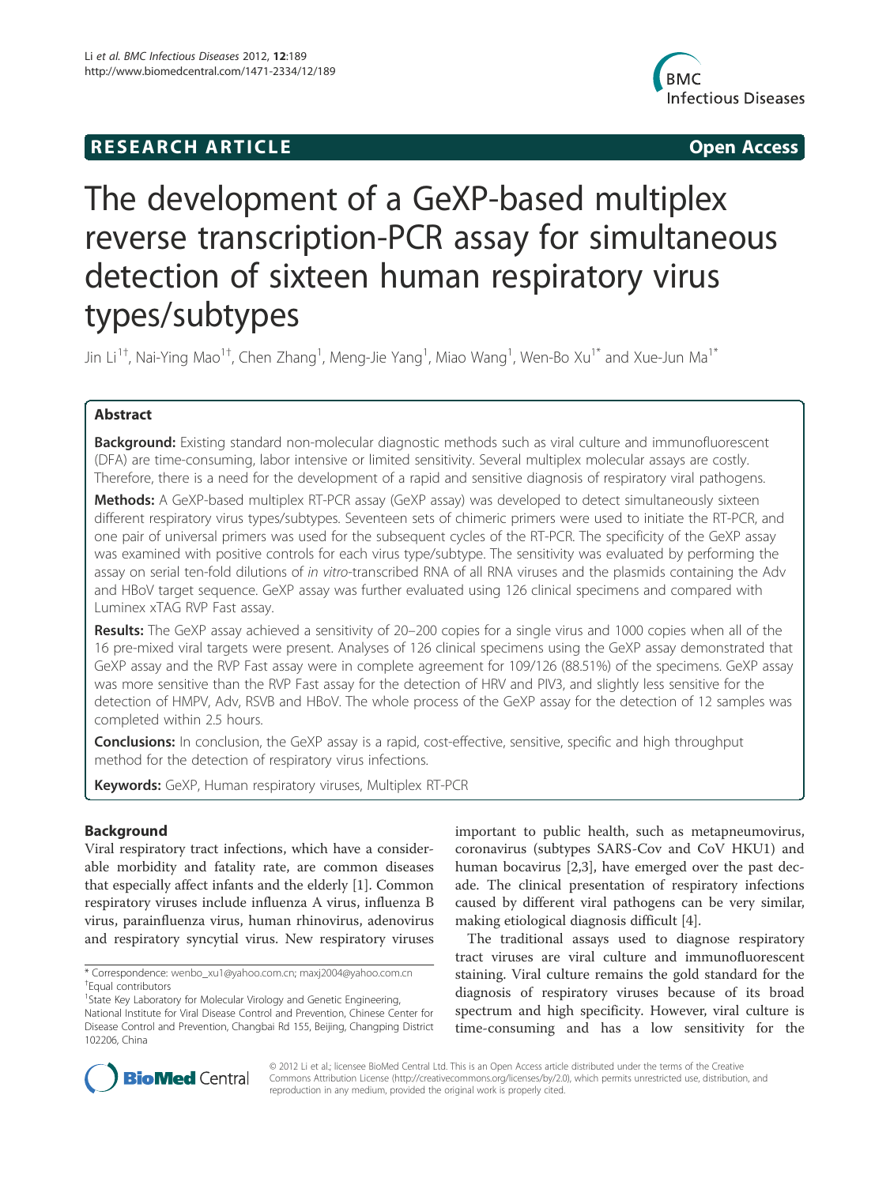**RESEARCH ARTICLE** **Open Access**

# The development of a GeXP-based multiplex reverse transcription-PCR assay for simultaneous detection of sixteen human respiratory virus types/subtypes

Jin Li[1†], Nai-Ying Mao[1†], Chen Zhang[1], Meng-Jie Yang[1], Miao Wang[1], Wen-Bo Xu[1*] and Xue-Jun Ma[1*]

## Abstract

**Background:** Existing standard non-molecular diagnostic methods such as viral culture and immunofluorescent (DFA) are time-consuming, labor intensive or limited sensitivity. Several multiplex molecular assays are costly. Therefore, there is a need for the development of a rapid and sensitive diagnosis of respiratory viral pathogens.

**Methods:** A GeXP-based multiplex RT-PCR assay (GeXP assay) was developed to detect simultaneously sixteen different respiratory virus types/subtypes. Seventeen sets of chimeric primers were used to initiate the RT-PCR, and one pair of universal primers was used for the subsequent cycles of the RT-PCR. The specificity of the GeXP assay was examined with positive controls for each virus type/subtype. The sensitivity was evaluated by performing the assay on serial ten-fold dilutions of *in vitro*-transcribed RNA of all RNA viruses and the plasmids containing the Adv and HBoV target sequence. GeXP assay was further evaluated using 126 clinical specimens and compared with Luminex xTAG RVP Fast assay.

**Results:** The GeXP assay achieved a sensitivity of 20–200 copies for a single virus and 1000 copies when all of the 16 pre-mixed viral targets were present. Analyses of 126 clinical specimens using the GeXP assay demonstrated that GeXP assay and the RVP Fast assay were in complete agreement for 109/126 (88.51%) of the specimens. GeXP assay was more sensitive than the RVP Fast assay for the detection of HRV and PIV3, and slightly less sensitive for the detection of HMPV, Adv, RSVB and HBoV. The whole process of the GeXP assay for the detection of 12 samples was completed within 2.5 hours.

**Conclusions:** In conclusion, the GeXP assay is a rapid, cost-effective, sensitive, specific and high throughput method for the detection of respiratory virus infections.

**Keywords:** GeXP, Human respiratory viruses, Multiplex RT-PCR

## Background

Viral respiratory tract infections, which have a considerable morbidity and fatality rate, are common diseases that especially affect infants and the elderly [1]. Common respiratory viruses include influenza A virus, influenza B virus, parainfluenza virus, human rhinovirus, adenovirus and respiratory syncytial virus. New respiratory viruses important to public health, such as metapneumovirus, coronavirus (subtypes SARS-Cov and CoV HKU1) and human bocavirus [2,3], have emerged over the past decade. The clinical presentation of respiratory infections caused by different viral pathogens can be very similar, making etiological diagnosis difficult [4].

The traditional assays used to diagnose respiratory tract viruses are viral culture and immunofluorescent staining. Viral culture remains the gold standard for the diagnosis of respiratory viruses because of its broad spectrum and high specificity. However, viral culture is time-consuming and has a low sensitivity for the

\* Correspondence: wenbo_xu1@yahoo.com.cn; maxj2004@yahoo.com.cn
†Equal contributors
[1]State Key Laboratory for Molecular Virology and Genetic Engineering, National Institute for Viral Disease Control and Prevention, Chinese Center for Disease Control and Prevention, Changbai Rd 155, Beijing, Changping District 102206, China

© 2012 Li et al.; licensee BioMed Central Ltd. This is an Open Access article distributed under the terms of the Creative Commons Attribution License (http://creativecommons.org/licenses/by/2.0), which permits unrestricted use, distribution, and reproduction in any medium, provided the original work is properly cited.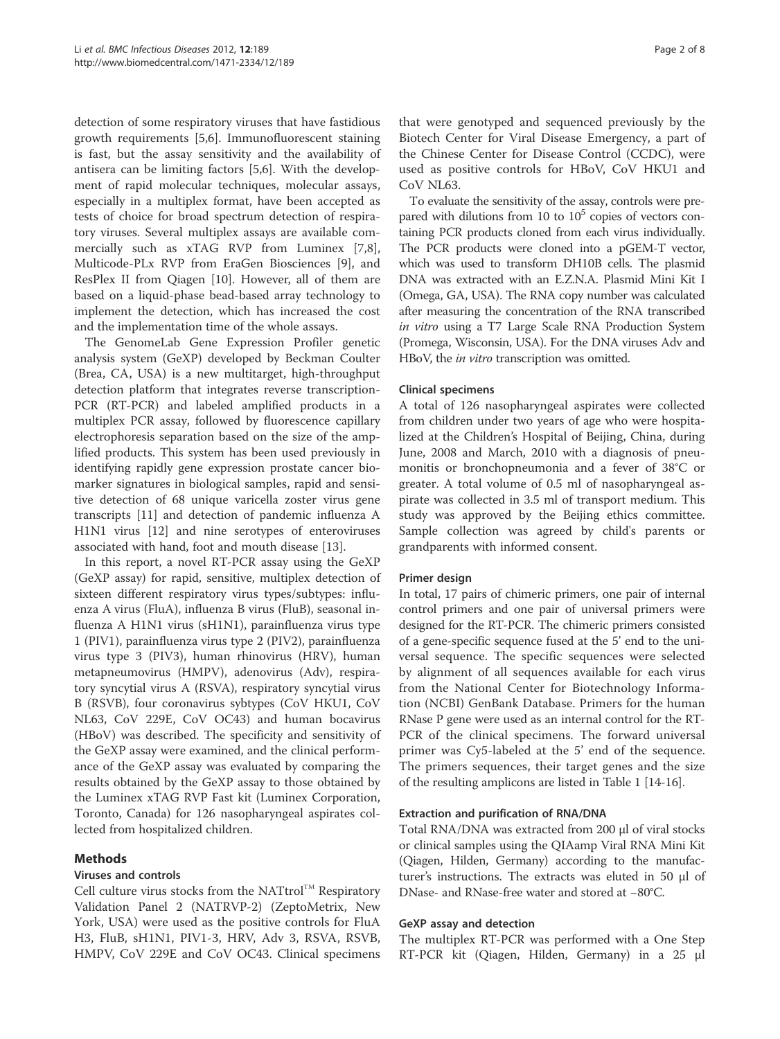detection of some respiratory viruses that have fastidious growth requirements [5,6]. Immunofluorescent staining is fast, but the assay sensitivity and the availability of antisera can be limiting factors [5,6]. With the development of rapid molecular techniques, molecular assays, especially in a multiplex format, have been accepted as tests of choice for broad spectrum detection of respiratory viruses. Several multiplex assays are available commercially such as xTAG RVP from Luminex [7,8], Multicode-PLx RVP from EraGen Biosciences [9], and ResPlex II from Qiagen [10]. However, all of them are based on a liquid-phase bead-based array technology to implement the detection, which has increased the cost and the implementation time of the whole assays.

The GenomeLab Gene Expression Profiler genetic analysis system (GeXP) developed by Beckman Coulter (Brea, CA, USA) is a new multitarget, high-throughput detection platform that integrates reverse transcription-PCR (RT-PCR) and labeled amplified products in a multiplex PCR assay, followed by fluorescence capillary electrophoresis separation based on the size of the amplified products. This system has been used previously in identifying rapidly gene expression prostate cancer biomarker signatures in biological samples, rapid and sensitive detection of 68 unique varicella zoster virus gene transcripts [11] and detection of pandemic influenza A H1N1 virus [12] and nine serotypes of enteroviruses associated with hand, foot and mouth disease [13].

In this report, a novel RT-PCR assay using the GeXP (GeXP assay) for rapid, sensitive, multiplex detection of sixteen different respiratory virus types/subtypes: influenza A virus (FluA), influenza B virus (FluB), seasonal influenza A H1N1 virus (sH1N1), parainfluenza virus type 1 (PIV1), parainfluenza virus type 2 (PIV2), parainfluenza virus type 3 (PIV3), human rhinovirus (HRV), human metapneumovirus (HMPV), adenovirus (Adv), respiratory syncytial virus A (RSVA), respiratory syncytial virus B (RSVB), four coronavirus sybtypes (CoV HKU1, CoV NL63, CoV 229E, CoV OC43) and human bocavirus (HBoV) was described. The specificity and sensitivity of the GeXP assay were examined, and the clinical performance of the GeXP assay was evaluated by comparing the results obtained by the GeXP assay to those obtained by the Luminex xTAG RVP Fast kit (Luminex Corporation, Toronto, Canada) for 126 nasopharyngeal aspirates collected from hospitalized children.

## Methods

### Viruses and controls

Cell culture virus stocks from the NATtrol™ Respiratory Validation Panel 2 (NATRVP-2) (ZeptoMetrix, New York, USA) were used as the positive controls for FluA H3, FluB, sH1N1, PIV1-3, HRV, Adv 3, RSVA, RSVB, HMPV, CoV 229E and CoV OC43. Clinical specimens that were genotyped and sequenced previously by the Biotech Center for Viral Disease Emergency, a part of the Chinese Center for Disease Control (CCDC), were used as positive controls for HBoV, CoV HKU1 and CoV NL63.

To evaluate the sensitivity of the assay, controls were prepared with dilutions from 10 to $10^5$ copies of vectors containing PCR products cloned from each virus individually. The PCR products were cloned into a pGEM-T vector, which was used to transform DH10B cells. The plasmid DNA was extracted with an E.Z.N.A. Plasmid Mini Kit I (Omega, GA, USA). The RNA copy number was calculated after measuring the concentration of the RNA transcribed *in vitro* using a T7 Large Scale RNA Production System (Promega, Wisconsin, USA). For the DNA viruses Adv and HBoV, the *in vitro* transcription was omitted.

### Clinical specimens

A total of 126 nasopharyngeal aspirates were collected from children under two years of age who were hospitalized at the Children's Hospital of Beijing, China, during June, 2008 and March, 2010 with a diagnosis of pneumonitis or bronchopneumonia and a fever of 38°C or greater. A total volume of 0.5 ml of nasopharyngeal aspirate was collected in 3.5 ml of transport medium. This study was approved by the Beijing ethics committee. Sample collection was agreed by child's parents or grandparents with informed consent.

### Primer design

In total, 17 pairs of chimeric primers, one pair of internal control primers and one pair of universal primers were designed for the RT-PCR. The chimeric primers consisted of a gene-specific sequence fused at the 5' end to the universal sequence. The specific sequences were selected by alignment of all sequences available for each virus from the National Center for Biotechnology Information (NCBI) GenBank Database. Primers for the human RNase P gene were used as an internal control for the RT-PCR of the clinical specimens. The forward universal primer was Cy5-labeled at the 5' end of the sequence. The primers sequences, their target genes and the size of the resulting amplicons are listed in Table 1 [14-16].

### Extraction and purification of RNA/DNA

Total RNA/DNA was extracted from 200 μl of viral stocks or clinical samples using the QIAamp Viral RNA Mini Kit (Qiagen, Hilden, Germany) according to the manufacturer's instructions. The extracts was eluted in 50 μl of DNase- and RNase-free water and stored at −80°C.

### GeXP assay and detection

The multiplex RT-PCR was performed with a One Step RT-PCR kit (Qiagen, Hilden, Germany) in a 25 μl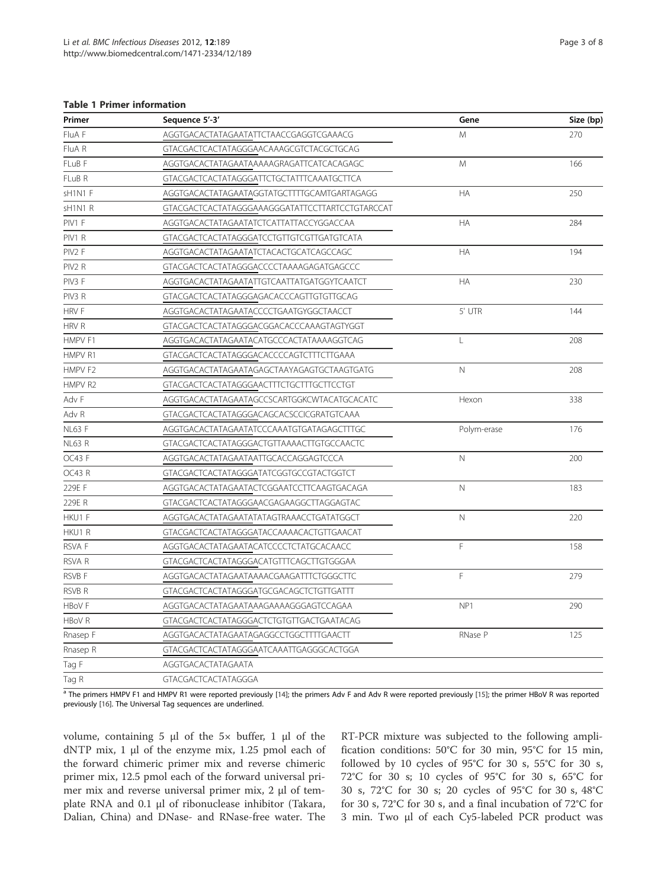**Table 1 Primer information**

| Primer | Sequence 5'-3' | Gene | Size (bp) |
|---|---|---|---|
| FluA F | AGGTGACACTATAGAATATTCTAACCGAGGTCGAAACG | M | 270 |
| FluA R | GTACGACTCACTATAGGGAACAAAGCGTCTACGCTGCAG | | |
| FLuB F | AGGTGACACTATAGAATAAAAAGRAGATTCATCACAGAGC | M | 166 |
| FLuB R | GTACGACTCACTATAGGGATTCTGCTATTTCAAATGCTTCA | | |
| sH1N1 F | AGGTGACACTATAGAATAGGTATGCTTTTGCAMTGARTAGAGG | HA | 250 |
| sH1N1 R | GTACGACTCACTATAGGGAAAGGGATATTCCTTARTCCTGTARCCAT | | |
| PIV1 F | AGGTGACACTATAGAATATCTCATTATTACCYGGACCAA | HA | 284 |
| PIV1 R | GTACGACTCACTATAGGGATCCTGTTGTCGTTGATGTCATA | | |
| PIV2 F | AGGTGACACTATAGAATATCTACACTGCATCAGCCAGC | HA | 194 |
| PIV2 R | GTACGACTCACTATAGGGACCCCTAAAAGAGATGAGCCC | | |
| PIV3 F | AGGTGACACTATAGAATATTGTCAATTATGATGGYTCAATCT | HA | 230 |
| PIV3 R | GTACGACTCACTATAGGGAGACACCCAGTTGTGTTGCAG | | |
| HRV F | AGGTGACACTATAGAATACCCCTGAATGYGGCTAACCT | 5' UTR | 144 |
| HRV R | GTACGACTCACTATAGGGACGGACACCCAAAGTAGTYGGT | | |
| HMPV F1 | AGGTGACACTATAGAATACATGCCCACTATAAAAGGTCAG | L | 208 |
| HMPV R1 | GTACGACTCACTATAGGGACACCCCAGTCTTTCTTGAAA | | |
| HMPV F2 | AGGTGACACTATAGAATAGAGCTAAYAGAGTGCTAAGTGATG | N | 208 |
| HMPV R2 | GTACGACTCACTATAGGGAACTTTCTGCTTTGCTTCCTGT | | |
| Adv F | AGGTGACACTATAGAATAGCCSCARTGGKCWTACATGCACATC | Hexon | 338 |
| Adv R | GTACGACTCACTATAGGGACAGCACSCCICGRATGTCAAA | | |
| NL63 F | AGGTGACACTATAGAATATCCCAAATGTGATAGAGCTTTGC | Polym-erase | 176 |
| NL63 R | GTACGACTCACTATAGGGACTGTTAAAACTTGTGCCAACTC | | |
| OC43 F | AGGTGACACTATAGAATAATTGCACCAGGAGTCCCA | N | 200 |
| OC43 R | GTACGACTCACTATAGGGATATCGGTGCCGTACTGGTCT | | |
| 229E F | AGGTGACACTATAGAATACTCGGAATCCTTCAAGTGACAGA | N | 183 |
| 229E R | GTACGACTCACTATAGGGAACGAGAAGGCTTAGGAGTAC | | |
| HKU1 F | AGGTGACACTATAGAATATATAGTRAAACCTGATATGGCT | N | 220 |
| HKU1 R | GTACGACTCACTATAGGGATACCAAAACACTGTTGAACAT | | |
| RSVA F | AGGTGACACTATAGAATACATCCCCTCTATGCACAACC | F | 158 |
| RSVA R | GTACGACTCACTATAGGGACATGTTTCAGCTTGTGGGAA | | |
| RSVB F | AGGTGACACTATAGAATAAAACGAAGATTTCTGGGCTTC | F | 279 |
| RSVB R | GTACGACTCACTATAGGGATGCGACAGCTCTGTTGATTT | | |
| HBoV F | AGGTGACACTATAGAATAAAGAAAAGGGAGTCCAGAA | NP1 | 290 |
| HBoV R | GTACGACTCACTATAGGGACTCTGTGTTGACTGAATACAG | | |
| Rnasep F | AGGTGACACTATAGAATAGAGGCCTGGCTTTTGAACTT | RNase P | 125 |
| Rnasep R | GTACGACTCACTATAGGGAATCAAATTGAGGGCACTGGA | | |
| Tag F | AGGTGACACTATAGAATA | | |
| Tag R | GTACGACTCACTATAGGGA | | |

[a] The primers HMPV F1 and HMPV R1 were reported previously [14]; the primers Adv F and Adv R were reported previously [15]; the primer HBoV R was reported previously [16]. The Universal Tag sequences are underlined.

volume, containing 5 μl of the 5× buffer, 1 μl of the dNTP mix, 1 μl of the enzyme mix, 1.25 pmol each of the forward chimeric primer mix and reverse chimeric primer mix, 12.5 pmol each of the forward universal primer mix and reverse universal primer mix, 2 μl of template RNA and 0.1 μl of ribonuclease inhibitor (Takara, Dalian, China) and DNase- and RNase-free water. The RT-PCR mixture was subjected to the following amplification conditions: 50°C for 30 min, 95°C for 15 min, followed by 10 cycles of 95°C for 30 s, 55°C for 30 s, 72°C for 30 s; 10 cycles of 95°C for 30 s, 65°C for 30 s, 72°C for 30 s; 20 cycles of 95°C for 30 s, 48°C for 30 s, 72°C for 30 s, and a final incubation of 72°C for 3 min. Two μl of each Cy5-labeled PCR product was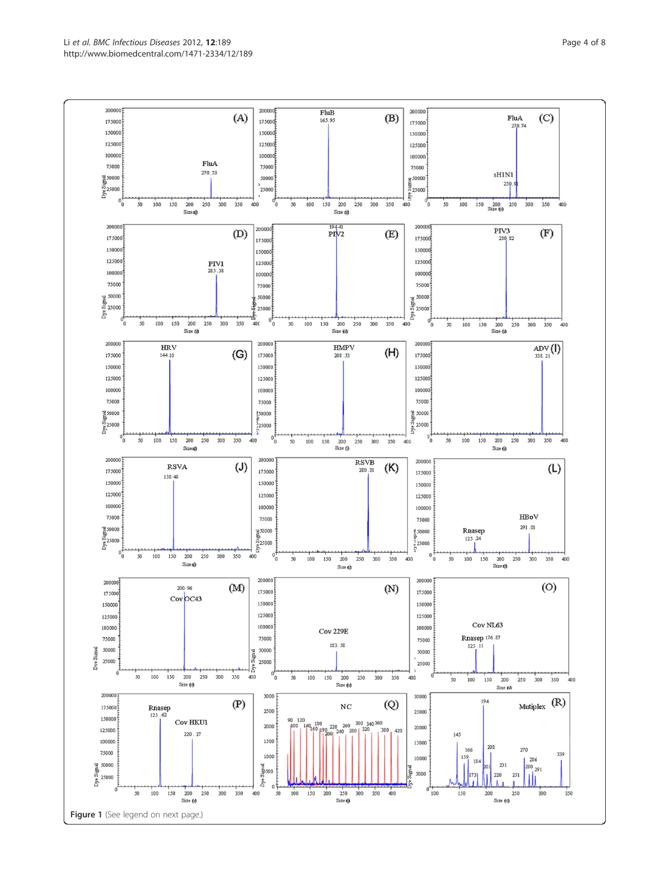Figure 1 (See legend on next page.)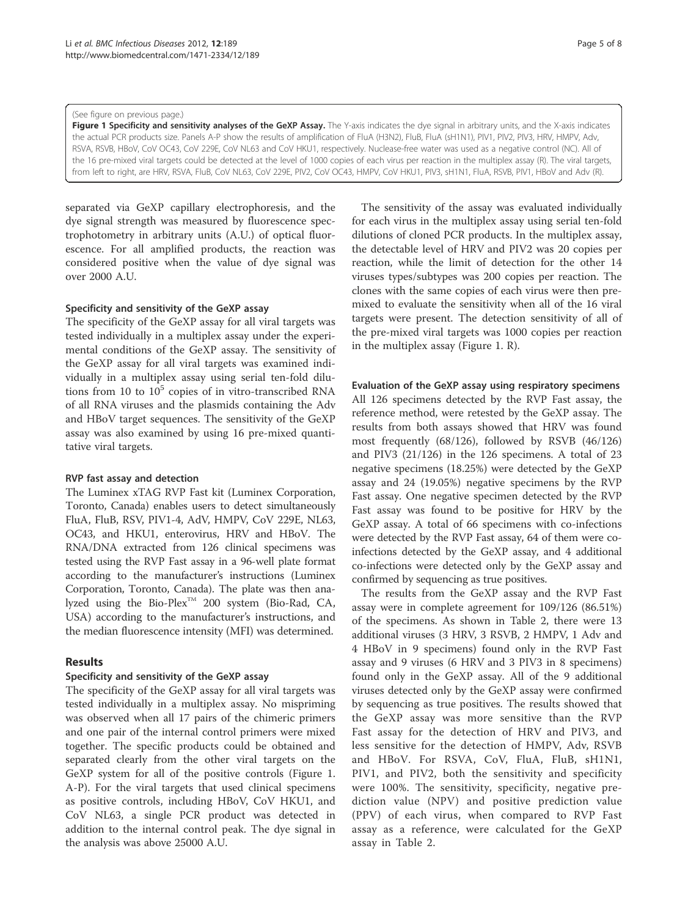(See figure on previous page.)

**Figure 1 Specificity and sensitivity analyses of the GeXP Assay.** The Y-axis indicates the dye signal in arbitrary units, and the X-axis indicates the actual PCR products size. Panels A-P show the results of amplification of FluA (H3N2), FluB, FluA (sH1N1), PIV1, PIV2, PIV3, HRV, HMPV, Adv, RSVA, RSVB, HBoV, CoV OC43, CoV 229E, CoV NL63 and CoV HKU1, respectively. Nuclease-free water was used as a negative control (NC). All of the 16 pre-mixed viral targets could be detected at the level of 1000 copies of each virus per reaction in the multiplex assay (R). The viral targets, from left to right, are HRV, RSVA, FluB, CoV NL63, CoV 229E, PIV2, CoV OC43, HMPV, CoV HKU1, PIV3, sH1N1, FluA, RSVB, PIV1, HBoV and Adv (R).

separated via GeXP capillary electrophoresis, and the dye signal strength was measured by fluorescence spectrophotometry in arbitrary units (A.U.) of optical fluorescence. For all amplified products, the reaction was considered positive when the value of dye signal was over 2000 A.U.

### Specificity and sensitivity of the GeXP assay

The specificity of the GeXP assay for all viral targets was tested individually in a multiplex assay under the experimental conditions of the GeXP assay. The sensitivity of the GeXP assay for all viral targets was examined individually in a multiplex assay using serial ten-fold dilutions from 10 to $10^5$ copies of in vitro-transcribed RNA of all RNA viruses and the plasmids containing the Adv and HBoV target sequences. The sensitivity of the GeXP assay was also examined by using 16 pre-mixed quantitative viral targets.

### RVP fast assay and detection

The Luminex xTAG RVP Fast kit (Luminex Corporation, Toronto, Canada) enables users to detect simultaneously FluA, FluB, RSV, PIV1-4, AdV, HMPV, CoV 229E, NL63, OC43, and HKU1, enterovirus, HRV and HBoV. The RNA/DNA extracted from 126 clinical specimens was tested using the RVP Fast assay in a 96-well plate format according to the manufacturer's instructions (Luminex Corporation, Toronto, Canada). The plate was then analyzed using the Bio-Plex™ 200 system (Bio-Rad, CA, USA) according to the manufacturer's instructions, and the median fluorescence intensity (MFI) was determined.

## Results

### Specificity and sensitivity of the GeXP assay

The specificity of the GeXP assay for all viral targets was tested individually in a multiplex assay. No mispriming was observed when all 17 pairs of the chimeric primers and one pair of the internal control primers were mixed together. The specific products could be obtained and separated clearly from the other viral targets on the GeXP system for all of the positive controls (Figure 1. A-P). For the viral targets that used clinical specimens as positive controls, including HBoV, CoV HKU1, and CoV NL63, a single PCR product was detected in addition to the internal control peak. The dye signal in the analysis was above 25000 A.U.

The sensitivity of the assay was evaluated individually for each virus in the multiplex assay using serial ten-fold dilutions of cloned PCR products. In the multiplex assay, the detectable level of HRV and PIV2 was 20 copies per reaction, while the limit of detection for the other 14 viruses types/subtypes was 200 copies per reaction. The clones with the same copies of each virus were then pre-mixed to evaluate the sensitivity when all of the 16 viral targets were present. The detection sensitivity of all of the pre-mixed viral targets was 1000 copies per reaction in the multiplex assay (Figure 1. R).

### Evaluation of the GeXP assay using respiratory specimens

All 126 specimens detected by the RVP Fast assay, the reference method, were retested by the GeXP assay. The results from both assays showed that HRV was found most frequently (68/126), followed by RSVB (46/126) and PIV3 (21/126) in the 126 specimens. A total of 23 negative specimens (18.25%) were detected by the GeXP assay and 24 (19.05%) negative specimens by the RVP Fast assay. One negative specimen detected by the RVP Fast assay was found to be positive for HRV by the GeXP assay. A total of 66 specimens with co-infections were detected by the RVP Fast assay, 64 of them were co-infections detected by the GeXP assay, and 4 additional co-infections were detected only by the GeXP assay and confirmed by sequencing as true positives.

The results from the GeXP assay and the RVP Fast assay were in complete agreement for 109/126 (86.51%) of the specimens. As shown in Table 2, there were 13 additional viruses (3 HRV, 3 RSVB, 2 HMPV, 1 Adv and 4 HBoV in 9 specimens) found only in the RVP Fast assay and 9 viruses (6 HRV and 3 PIV3 in 8 specimens) found only in the GeXP assay. All of the 9 additional viruses detected only by the GeXP assay were confirmed by sequencing as true positives. The results showed that the GeXP assay was more sensitive than the RVP Fast assay for the detection of HRV and PIV3, and less sensitive for the detection of HMPV, Adv, RSVB and HBoV. For RSVA, CoV, FluA, FluB, sH1N1, PIV1, and PIV2, both the sensitivity and specificity were 100%. The sensitivity, specificity, negative prediction value (NPV) and positive prediction value (PPV) of each virus, when compared to RVP Fast assay as a reference, were calculated for the GeXP assay in Table 2.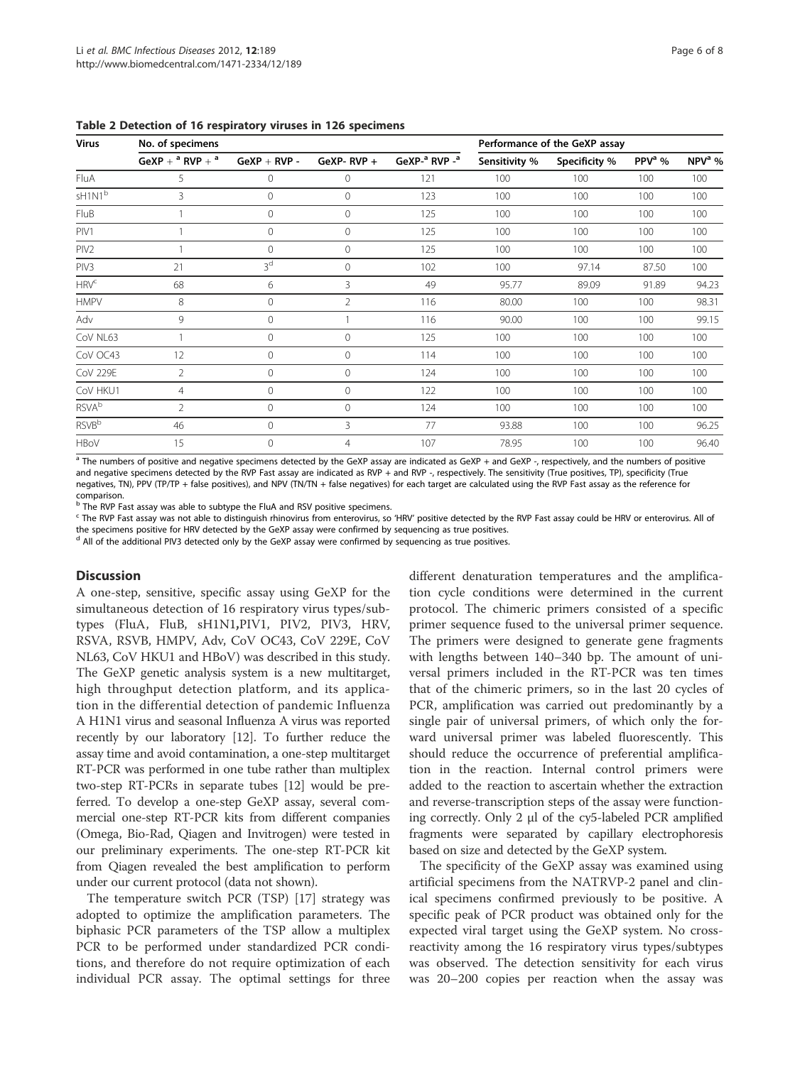**Table 2 Detection of 16 respiratory viruses in 126 specimens**

| Virus | No. of specimens | | | | Performance of the GeXP assay | | | |
|---|---|---|---|---|---|---|---|---|
| | GeXP + [a] RVP + [a] | GeXP + RVP - | GeXP- RVP + | GeXP-[a] RVP -[a] | Sensitivity % | Specificity % | PPV[a] % | NPV[a] % |
| FluA | 5 | 0 | 0 | 121 | 100 | 100 | 100 | 100 |
| sH1N1[b] | 3 | 0 | 0 | 123 | 100 | 100 | 100 | 100 |
| FluB | 1 | 0 | 0 | 125 | 100 | 100 | 100 | 100 |
| PIV1 | 1 | 0 | 0 | 125 | 100 | 100 | 100 | 100 |
| PIV2 | 1 | 0 | 0 | 125 | 100 | 100 | 100 | 100 |
| PIV3 | 21 | 3[d] | 0 | 102 | 100 | 97.14 | 87.50 | 100 |
| HRV[c] | 68 | 6 | 3 | 49 | 95.77 | 89.09 | 91.89 | 94.23 |
| HMPV | 8 | 0 | 2 | 116 | 80.00 | 100 | 100 | 98.31 |
| Adv | 9 | 0 | 1 | 116 | 90.00 | 100 | 100 | 99.15 |
| CoV NL63 | 1 | 0 | 0 | 125 | 100 | 100 | 100 | 100 |
| CoV OC43 | 12 | 0 | 0 | 114 | 100 | 100 | 100 | 100 |
| CoV 229E | 2 | 0 | 0 | 124 | 100 | 100 | 100 | 100 |
| CoV HKU1 | 4 | 0 | 0 | 122 | 100 | 100 | 100 | 100 |
| RSVA[b] | 2 | 0 | 0 | 124 | 100 | 100 | 100 | 100 |
| RSVB[b] | 46 | 0 | 3 | 77 | 93.88 | 100 | 100 | 96.25 |
| HBoV | 15 | 0 | 4 | 107 | 78.95 | 100 | 100 | 96.40 |

[a] The numbers of positive and negative specimens detected by the GeXP assay are indicated as GeXP + and GeXP -, respectively, and the numbers of positive and negative specimens detected by the RVP Fast assay are indicated as RVP + and RVP -, respectively. The sensitivity (True positives, TP), specificity (True negatives, TN), PPV (TP/TP + false positives), and NPV (TN/TN + false negatives) for each target are calculated using the RVP Fast assay as the reference for comparison.
[b] The RVP Fast assay was able to subtype the FluA and RSV positive specimens.
[c] The RVP Fast assay was not able to distinguish rhinovirus from enterovirus, so 'HRV' positive detected by the RVP Fast assay could be HRV or enterovirus. All of the specimens positive for HRV detected by the GeXP assay were confirmed by sequencing as true positives.
[d] All of the additional PIV3 detected only by the GeXP assay were confirmed by sequencing as true positives.

## Discussion

A one-step, sensitive, specific assay using GeXP for the simultaneous detection of 16 respiratory virus types/subtypes (FluA, FluB, sH1N1,PIV1, PIV2, PIV3, HRV, RSVA, RSVB, HMPV, Adv, CoV OC43, CoV 229E, CoV NL63, CoV HKU1 and HBoV) was described in this study. The GeXP genetic analysis system is a new multitarget, high throughput detection platform, and its application in the differential detection of pandemic Influenza A H1N1 virus and seasonal Influenza A virus was reported recently by our laboratory [12]. To further reduce the assay time and avoid contamination, a one-step multitarget RT-PCR was performed in one tube rather than multiplex two-step RT-PCRs in separate tubes [12] would be preferred. To develop a one-step GeXP assay, several commercial one-step RT-PCR kits from different companies (Omega, Bio-Rad, Qiagen and Invitrogen) were tested in our preliminary experiments. The one-step RT-PCR kit from Qiagen revealed the best amplification to perform under our current protocol (data not shown).

The temperature switch PCR (TSP) [17] strategy was adopted to optimize the amplification parameters. The biphasic PCR parameters of the TSP allow a multiplex PCR to be performed under standardized PCR conditions, and therefore do not require optimization of each individual PCR assay. The optimal settings for three different denaturation temperatures and the amplification cycle conditions were determined in the current protocol. The chimeric primers consisted of a specific primer sequence fused to the universal primer sequence. The primers were designed to generate gene fragments with lengths between 140–340 bp. The amount of universal primers included in the RT-PCR was ten times that of the chimeric primers, so in the last 20 cycles of PCR, amplification was carried out predominantly by a single pair of universal primers, of which only the forward universal primer was labeled fluorescently. This should reduce the occurrence of preferential amplification in the reaction. Internal control primers were added to the reaction to ascertain whether the extraction and reverse-transcription steps of the assay were functioning correctly. Only 2 μl of the cy5-labeled PCR amplified fragments were separated by capillary electrophoresis based on size and detected by the GeXP system.

The specificity of the GeXP assay was examined using artificial specimens from the NATRVP-2 panel and clinical specimens confirmed previously to be positive. A specific peak of PCR product was obtained only for the expected viral target using the GeXP system. No cross-reactivity among the 16 respiratory virus types/subtypes was observed. The detection sensitivity for each virus was 20–200 copies per reaction when the assay was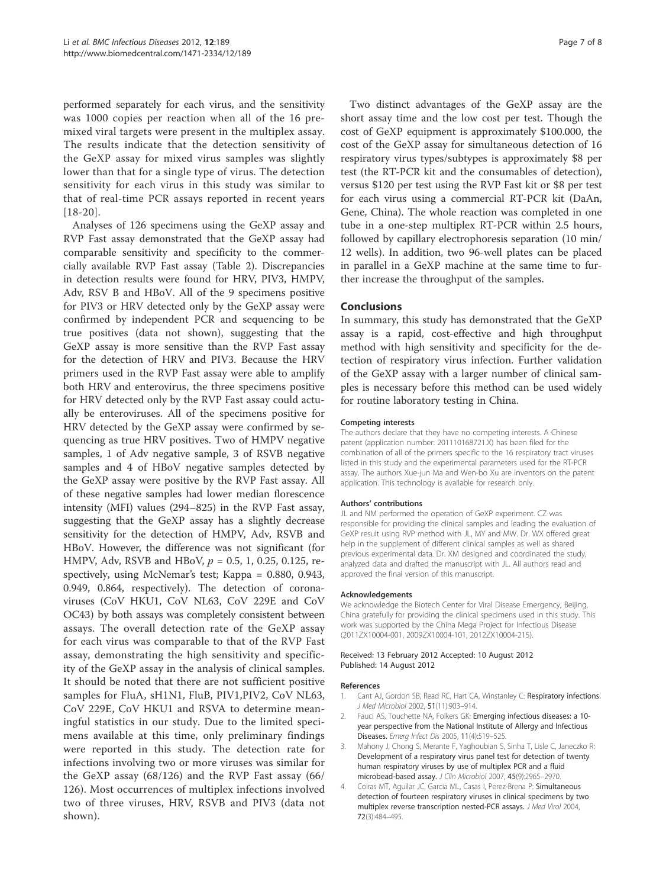performed separately for each virus, and the sensitivity was 1000 copies per reaction when all of the 16 premixed viral targets were present in the multiplex assay. The results indicate that the detection sensitivity of the GeXP assay for mixed virus samples was slightly lower than that for a single type of virus. The detection sensitivity for each virus in this study was similar to that of real-time PCR assays reported in recent years [18-20].

Analyses of 126 specimens using the GeXP assay and RVP Fast assay demonstrated that the GeXP assay had comparable sensitivity and specificity to the commercially available RVP Fast assay (Table 2). Discrepancies in detection results were found for HRV, PIV3, HMPV, Adv, RSV B and HBoV. All of the 9 specimens positive for PIV3 or HRV detected only by the GeXP assay were confirmed by independent PCR and sequencing to be true positives (data not shown), suggesting that the GeXP assay is more sensitive than the RVP Fast assay for the detection of HRV and PIV3. Because the HRV primers used in the RVP Fast assay were able to amplify both HRV and enterovirus, the three specimens positive for HRV detected only by the RVP Fast assay could actually be enteroviruses. All of the specimens positive for HRV detected by the GeXP assay were confirmed by sequencing as true HRV positives. Two of HMPV negative samples, 1 of Adv negative sample, 3 of RSVB negative samples and 4 of HBoV negative samples detected by the GeXP assay were positive by the RVP Fast assay. All of these negative samples had lower median florescence intensity (MFI) values (294–825) in the RVP Fast assay, suggesting that the GeXP assay has a slightly decrease sensitivity for the detection of HMPV, Adv, RSVB and HBoV. However, the difference was not significant (for HMPV, Adv, RSVB and HBoV, $p$ = 0.5, 1, 0.25, 0.125, respectively, using McNemar's test; Kappa = 0.880, 0.943, 0.949, 0.864, respectively). The detection of coronaviruses (CoV HKU1, CoV NL63, CoV 229E and CoV OC43) by both assays was completely consistent between assays. The overall detection rate of the GeXP assay for each virus was comparable to that of the RVP Fast assay, demonstrating the high sensitivity and specificity of the GeXP assay in the analysis of clinical samples. It should be noted that there are not sufficient positive samples for FluA, sH1N1, FluB, PIV1,PIV2, CoV NL63, CoV 229E, CoV HKU1 and RSVA to determine meaningful statistics in our study. Due to the limited specimens available at this time, only preliminary findings were reported in this study. The detection rate for infections involving two or more viruses was similar for the GeXP assay (68/126) and the RVP Fast assay (66/126). Most occurrences of multiplex infections involved two of three viruses, HRV, RSVB and PIV3 (data not shown).

Two distinct advantages of the GeXP assay are the short assay time and the low cost per test. Though the cost of GeXP equipment is approximately $100.000, the cost of the GeXP assay for simultaneous detection of 16 respiratory virus types/subtypes is approximately $8 per test (the RT-PCR kit and the consumables of detection), versus $120 per test using the RVP Fast kit or $8 per test for each virus using a commercial RT-PCR kit (DaAn, Gene, China). The whole reaction was completed in one tube in a one-step multiplex RT-PCR within 2.5 hours, followed by capillary electrophoresis separation (10 min/12 wells). In addition, two 96-well plates can be placed in parallel in a GeXP machine at the same time to further increase the throughput of the samples.

## Conclusions

In summary, this study has demonstrated that the GeXP assay is a rapid, cost-effective and high throughput method with high sensitivity and specificity for the detection of respiratory virus infection. Further validation of the GeXP assay with a larger number of clinical samples is necessary before this method can be used widely for routine laboratory testing in China.

#### Competing interests

The authors declare that they have no competing interests. A Chinese patent (application number: 201110168721.X) has been filed for the combination of all of the primers specific to the 16 respiratory tract viruses listed in this study and the experimental parameters used for the RT-PCR assay. The authors Xue-jun Ma and Wen-bo Xu are inventors on the patent application. This technology is available for research only.

#### Authors' contributions

JL and NM performed the operation of GeXP experiment. CZ was responsible for providing the clinical samples and leading the evaluation of GeXP result using RVP method with JL, MY and MW. Dr. WX offered great help in the supplement of different clinical samples as well as shared previous experimental data. Dr. XM designed and coordinated the study, analyzed data and drafted the manuscript with JL. All authors read and approved the final version of this manuscript.

#### Acknowledgements

We acknowledge the Biotech Center for Viral Disease Emergency, Beijing, China gratefully for providing the clinical specimens used in this study. This work was supported by the China Mega Project for Infectious Disease (2011ZX10004-001, 2009ZX10004-101, 2012ZX10004-215).

Received: 13 February 2012 Accepted: 10 August 2012
Published: 14 August 2012

#### References

1. Cant AJ, Gordon SB, Read RC, Hart CA, Winstanley C: **Respiratory infections.** *J Med Microbiol* 2002, **51**(11):903–914.
2. Fauci AS, Touchette NA, Folkers GK: **Emerging infectious diseases: a 10-year perspective from the National Institute of Allergy and Infectious Diseases.** *Emerg Infect Dis* 2005, **11**(4):519–525.
3. Mahony J, Chong S, Merante F, Yaghoubian S, Sinha T, Lisle C, Janeczko R: **Development of a respiratory virus panel test for detection of twenty human respiratory viruses by use of multiplex PCR and a fluid microbead-based assay.** *J Clin Microbiol* 2007, **45**(9):2965–2970.
4. Coiras MT, Aguilar JC, Garcia ML, Casas I, Perez-Brena P: **Simultaneous detection of fourteen respiratory viruses in clinical specimens by two multiplex reverse transcription nested-PCR assays.** *J Med Virol* 2004, **72**(3):484–495.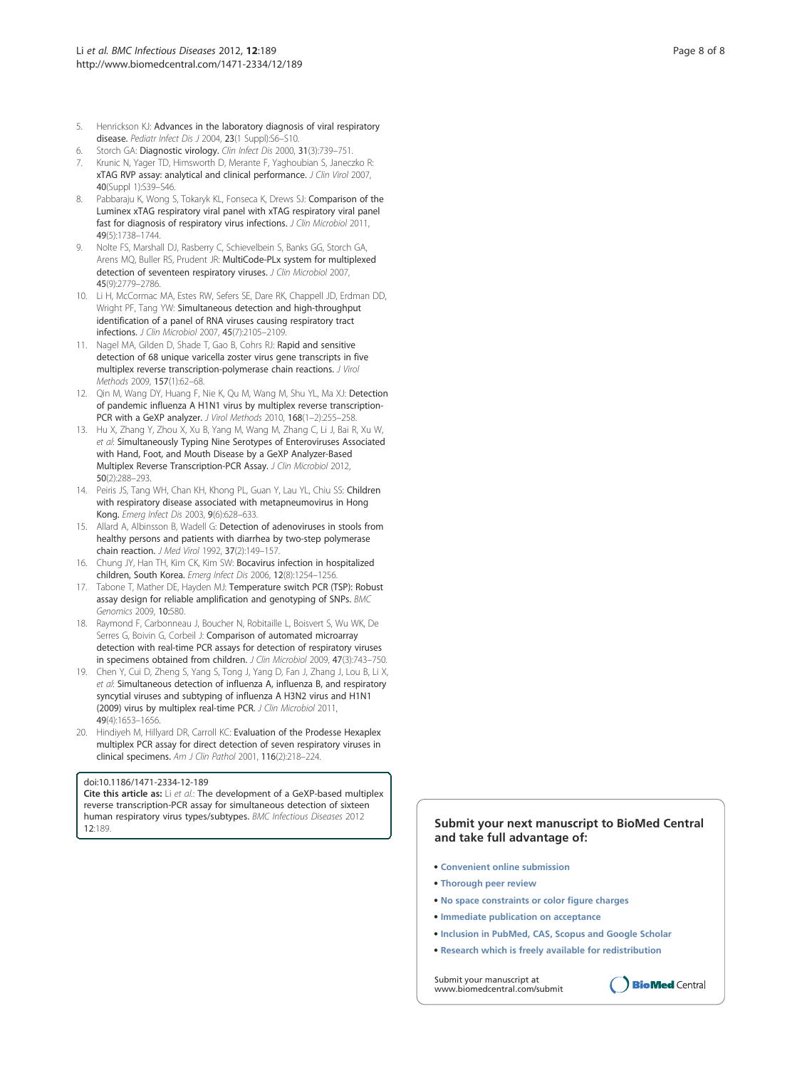5. Henrickson KJ: **Advances in the laboratory diagnosis of viral respiratory disease.** *Pediatr Infect Dis J* 2004, **23**(1 Suppl):S6–S10.
6. Storch GA: **Diagnostic virology.** *Clin Infect Dis* 2000, **31**(3):739–751.
7. Krunic N, Yager TD, Himsworth D, Merante F, Yaghoubian S, Janeczko R: **xTAG RVP assay: analytical and clinical performance.** *J Clin Virol* 2007, **40**(Suppl 1):S39–S46.
8. Pabbaraju K, Wong S, Tokaryk KL, Fonseca K, Drews SJ: **Comparison of the Luminex xTAG respiratory viral panel with xTAG respiratory viral panel fast for diagnosis of respiratory virus infections.** *J Clin Microbiol* 2011, **49**(5):1738–1744.
9. Nolte FS, Marshall DJ, Rasberry C, Schievelbein S, Banks GG, Storch GA, Arens MQ, Buller RS, Prudent JR: **MultiCode-PLx system for multiplexed detection of seventeen respiratory viruses.** *J Clin Microbiol* 2007, **45**(9):2779–2786.
10. Li H, McCormac MA, Estes RW, Sefers SE, Dare RK, Chappell JD, Erdman DD, Wright PF, Tang YW: **Simultaneous detection and high-throughput identification of a panel of RNA viruses causing respiratory tract infections.** *J Clin Microbiol* 2007, **45**(7):2105–2109.
11. Nagel MA, Gilden D, Shade T, Gao B, Cohrs RJ: **Rapid and sensitive detection of 68 unique varicella zoster virus gene transcripts in five multiplex reverse transcription-polymerase chain reactions.** *J Virol Methods* 2009, **157**(1):62–68.
12. Qin M, Wang DY, Huang F, Nie K, Qu M, Wang M, Shu YL, Ma XJ: **Detection of pandemic influenza A H1N1 virus by multiplex reverse transcription-PCR with a GeXP analyzer.** *J Virol Methods* 2010, **168**(1–2):255–258.
13. Hu X, Zhang Y, Zhou X, Xu B, Yang M, Wang M, Zhang C, Li J, Bai R, Xu W, *et al*: **Simultaneously Typing Nine Serotypes of Enteroviruses Associated with Hand, Foot, and Mouth Disease by a GeXP Analyzer-Based Multiplex Reverse Transcription-PCR Assay.** *J Clin Microbiol* 2012, **50**(2):288–293.
14. Peiris JS, Tang WH, Chan KH, Khong PL, Guan Y, Lau YL, Chiu SS: **Children with respiratory disease associated with metapneumovirus in Hong Kong.** *Emerg Infect Dis* 2003, **9**(6):628–633.
15. Allard A, Albinsson B, Wadell G: **Detection of adenoviruses in stools from healthy persons and patients with diarrhea by two-step polymerase chain reaction.** *J Med Virol* 1992, **37**(2):149–157.
16. Chung JY, Han TH, Kim CK, Kim SW: **Bocavirus infection in hospitalized children, South Korea.** *Emerg Infect Dis* 2006, **12**(8):1254–1256.
17. Tabone T, Mather DE, Hayden MJ: **Temperature switch PCR (TSP): Robust assay design for reliable amplification and genotyping of SNPs.** *BMC Genomics* 2009, **10**:580.
18. Raymond F, Carbonneau J, Boucher N, Robitaille L, Boisvert S, Wu WK, De Serres G, Boivin G, Corbeil J: **Comparison of automated microarray detection with real-time PCR assays for detection of respiratory viruses in specimens obtained from children.** *J Clin Microbiol* 2009, **47**(3):743–750.
19. Chen Y, Cui D, Zheng S, Yang S, Tong J, Yang D, Fan J, Zhang J, Lou B, Li X, *et al*: **Simultaneous detection of influenza A, influenza B, and respiratory syncytial viruses and subtyping of influenza A H3N2 virus and H1N1 (2009) virus by multiplex real-time PCR.** *J Clin Microbiol* 2011, **49**(4):1653–1656.
20. Hindiyeh M, Hillyard DR, Carroll KC: **Evaluation of the Prodesse Hexaplex multiplex PCR assay for direct detection of seven respiratory viruses in clinical specimens.** *Am J Clin Pathol* 2001, **116**(2):218–224.

doi:10.1186/1471-2334-12-189

**Cite this article as:** Li *et al.*: The development of a GeXP-based multiplex reverse transcription-PCR assay for simultaneous detection of sixteen human respiratory virus types/subtypes. *BMC Infectious Diseases* 2012 **12**:189.

**Submit your next manuscript to BioMed Central and take full advantage of:**

- **Convenient online submission**
- **Thorough peer review**
- **No space constraints or color figure charges**
- **Immediate publication on acceptance**
- **Inclusion in PubMed, CAS, Scopus and Google Scholar**
- **Research which is freely available for redistribution**

Submit your manuscript at
www.biomedcentral.com/submit

BioMed Central